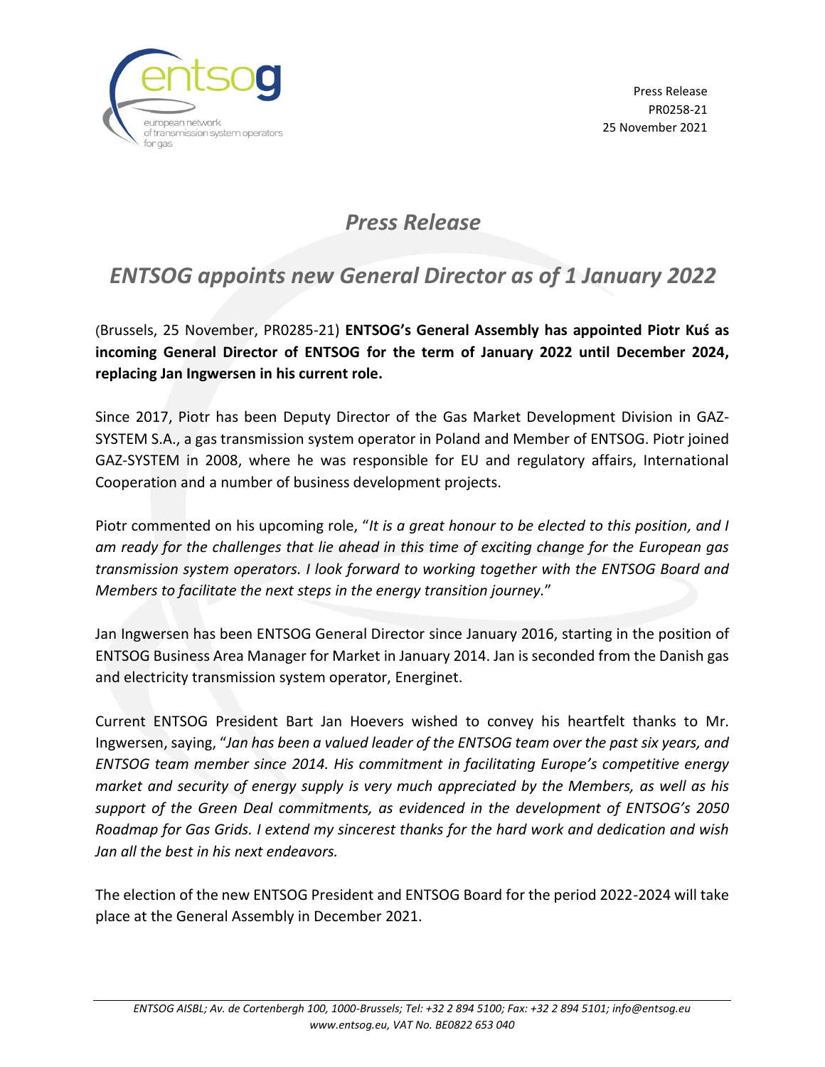Press Release
PR0258-21
25 November 2021

# *Press Release*

## *ENTSOG appoints new General Director as of 1 January 2022*

(Brussels, 25 November, PR0285-21) **ENTSOG's General Assembly has appointed Piotr Kuś as incoming General Director of ENTSOG for the term of January 2022 until December 2024, replacing Jan Ingwersen in his current role.**

Since 2017, Piotr has been Deputy Director of the Gas Market Development Division in GAZ-SYSTEM S.A., a gas transmission system operator in Poland and Member of ENTSOG. Piotr joined GAZ-SYSTEM in 2008, where he was responsible for EU and regulatory affairs, International Cooperation and a number of business development projects.

Piotr commented on his upcoming role, "*It is a great honour to be elected to this position, and I am ready for the challenges that lie ahead in this time of exciting change for the European gas transmission system operators. I look forward to working together with the ENTSOG Board and Members to facilitate the next steps in the energy transition journey.*"

Jan Ingwersen has been ENTSOG General Director since January 2016, starting in the position of ENTSOG Business Area Manager for Market in January 2014. Jan is seconded from the Danish gas and electricity transmission system operator, Energinet.

Current ENTSOG President Bart Jan Hoevers wished to convey his heartfelt thanks to Mr. Ingwersen, saying, "*Jan has been a valued leader of the ENTSOG team over the past six years, and ENTSOG team member since 2014. His commitment in facilitating Europe's competitive energy market and security of energy supply is very much appreciated by the Members, as well as his support of the Green Deal commitments, as evidenced in the development of ENTSOG's 2050 Roadmap for Gas Grids. I extend my sincerest thanks for the hard work and dedication and wish Jan all the best in his next endeavors.*

The election of the new ENTSOG President and ENTSOG Board for the period 2022-2024 will take place at the General Assembly in December 2021.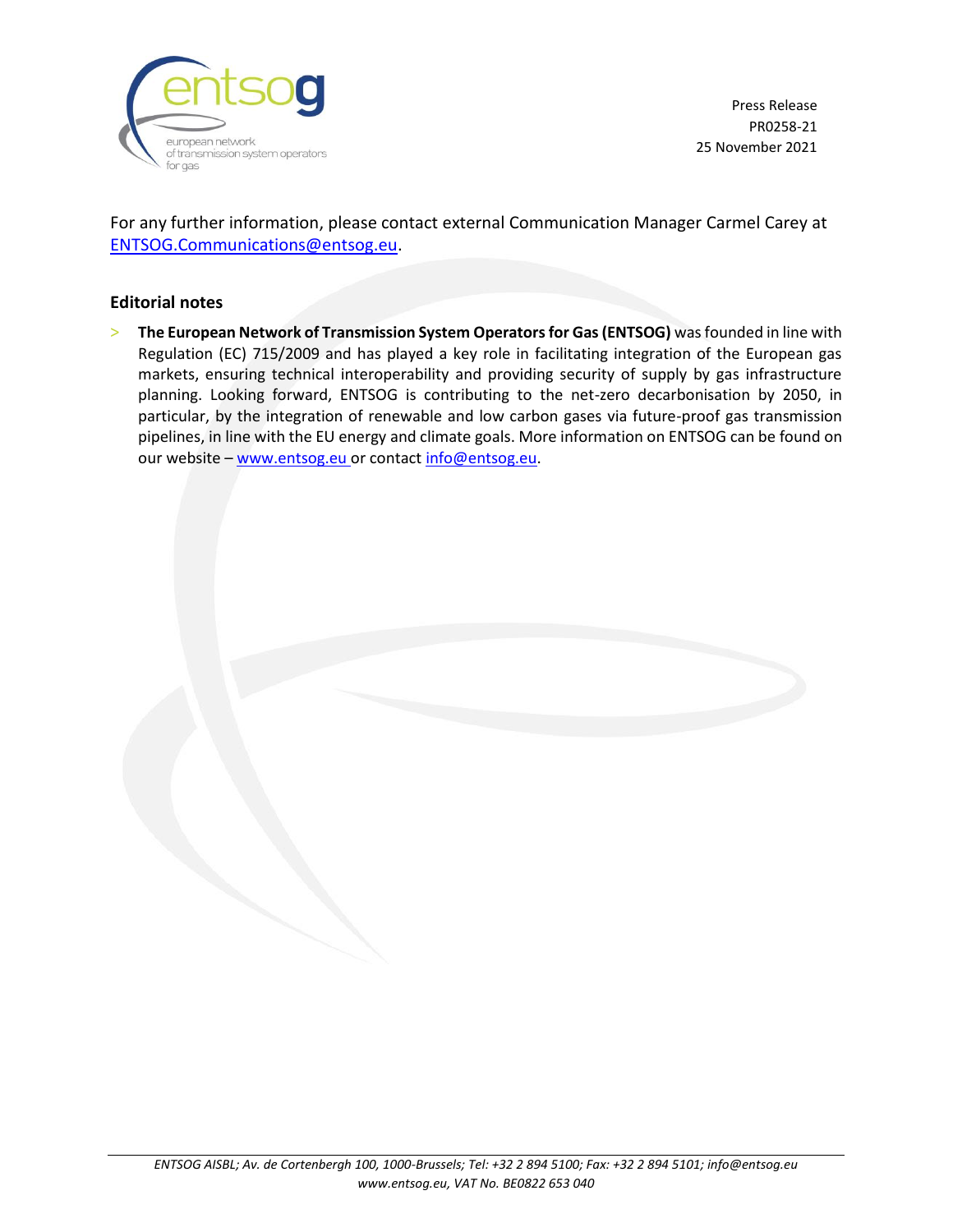For any further information, please contact external Communication Manager Carmel Carey at ENTSOG.Communications@entsog.eu.

## Editorial notes

- **The European Network of Transmission System Operators for Gas (ENTSOG)** was founded in line with Regulation (EC) 715/2009 and has played a key role in facilitating integration of the European gas markets, ensuring technical interoperability and providing security of supply by gas infrastructure planning. Looking forward, ENTSOG is contributing to the net-zero decarbonisation by 2050, in particular, by the integration of renewable and low carbon gases via future-proof gas transmission pipelines, in line with the EU energy and climate goals. More information on ENTSOG can be found on our website – www.entsog.eu or contact info@entsog.eu.